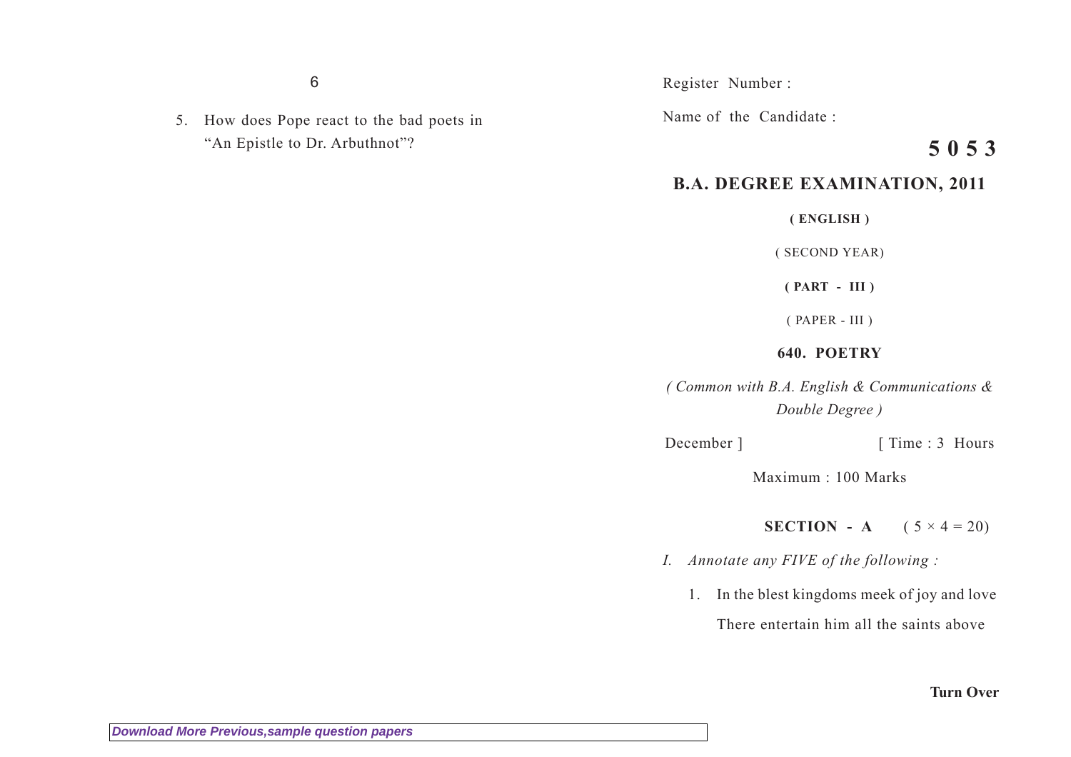5. How does Pope react to the bad poets in "An Epistle to Dr. Arbuthnot"?

Register Number :

Name of the Candidate :

**5 0 5 3**

## B.A. DEGREE EXAMINATION, 2011

**( ENGLISH )**

( SECOND YEAR)

**( PART - III )**

( PAPER - III )

**640. POETRY**

*( Common with B.A. English & Communications & Double Degree )*

December ] [ Time : 3 Hours

Maximum : 100 Marks

**SECTION - A** ( 5 × 4 = 20)

*I. Annotate any FIVE of the following :*

1. In the blest kingdoms meek of joy and love
 There entertain him all the saints above

**Turn Over**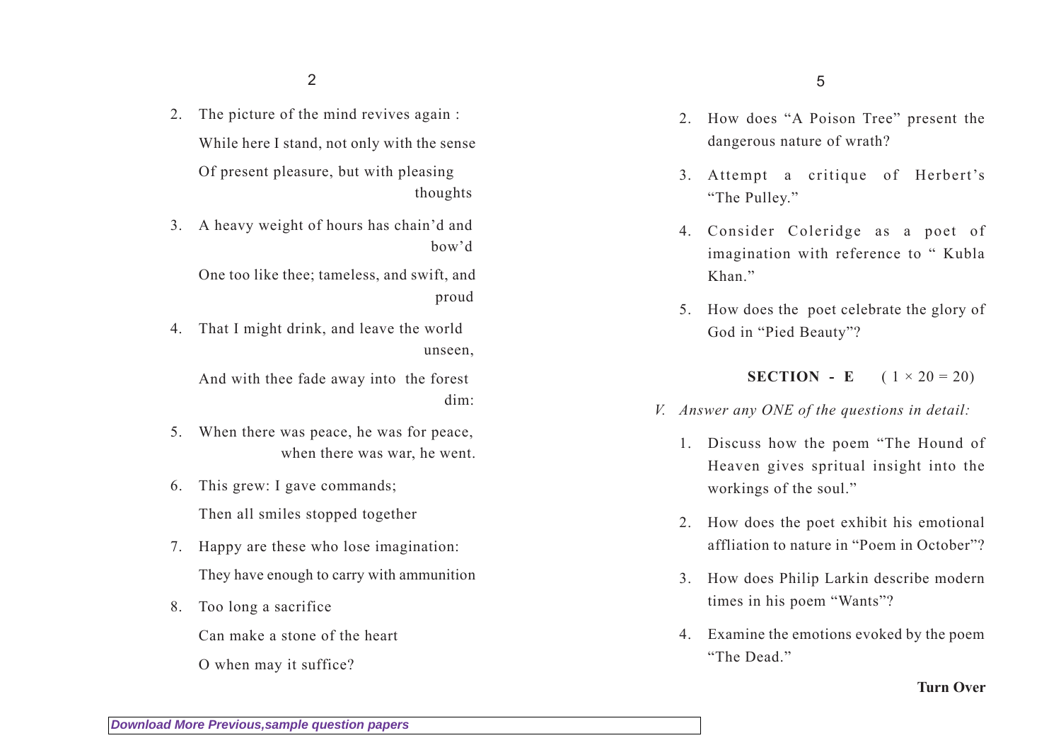2. The picture of the mind revives again :

   While here I stand, not only with the sense

   Of present pleasure, but with pleasing thoughts

3. A heavy weight of hours has chain'd and bow'd

   One too like thee; tameless, and swift, and proud

4. That I might drink, and leave the world unseen,

   And with thee fade away into the forest dim:

5. When there was peace, he was for peace, when there was war, he went.

6. This grew: I gave commands;

   Then all smiles stopped together

7. Happy are these who lose imagination:

   They have enough to carry with ammunition

8. Too long a sacrifice

   Can make a stone of the heart

   O when may it suffice?

2. How does "A Poison Tree" present the dangerous nature of wrath?

3. Attempt a critique of Herbert's "The Pulley."

4. Consider Coleridge as a poet of imagination with reference to " Kubla Khan."

5. How does the poet celebrate the glory of God in "Pied Beauty"?

**SECTION - E** ( 1 × 20 = 20)

V. *Answer any ONE of the questions in detail:*

1. Discuss how the poem "The Hound of Heaven gives spritual insight into the workings of the soul."

2. How does the poet exhibit his emotional affliation to nature in "Poem in October"?

3. How does Philip Larkin describe modern times in his poem "Wants"?

4. Examine the emotions evoked by the poem "The Dead."

**Turn Over**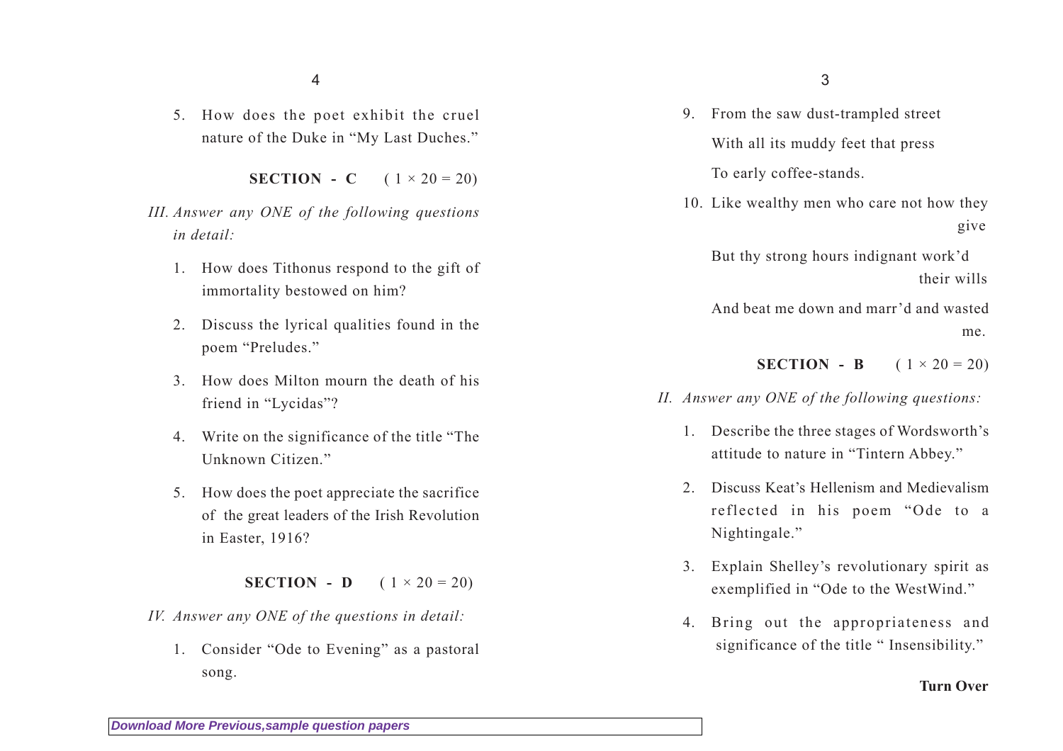9. From the saw dust-trampled street

   With all its muddy feet that press

   To early coffee-stands.

10. Like wealthy men who care not how they give

    But thy strong hours indignant work'd their wills

    And beat me down and marr'd and wasted me.

**SECTION - B** ( 1 × 20 = 20)

*II. Answer any ONE of the following questions:*

1. Describe the three stages of Wordsworth's attitude to nature in "Tintern Abbey."
2. Discuss Keat's Hellenism and Medievalism reflected in his poem "Ode to a Nightingale."
3. Explain Shelley's revolutionary spirit as exemplified in "Ode to the WestWind."
4. Bring out the appropriateness and significance of the title " Insensibility."

**Turn Over**

5. How does the poet exhibit the cruel nature of the Duke in "My Last Duches."

**SECTION - C** ( 1 × 20 = 20)

*III. Answer any ONE of the following questions in detail:*

1. How does Tithonus respond to the gift of immortality bestowed on him?
2. Discuss the lyrical qualities found in the poem "Preludes."
3. How does Milton mourn the death of his friend in "Lycidas"?
4. Write on the significance of the title "The Unknown Citizen."
5. How does the poet appreciate the sacrifice of the great leaders of the Irish Revolution in Easter, 1916?

**SECTION - D** ( 1 × 20 = 20)

*IV. Answer any ONE of the questions in detail:*

1. Consider "Ode to Evening" as a pastoral song.